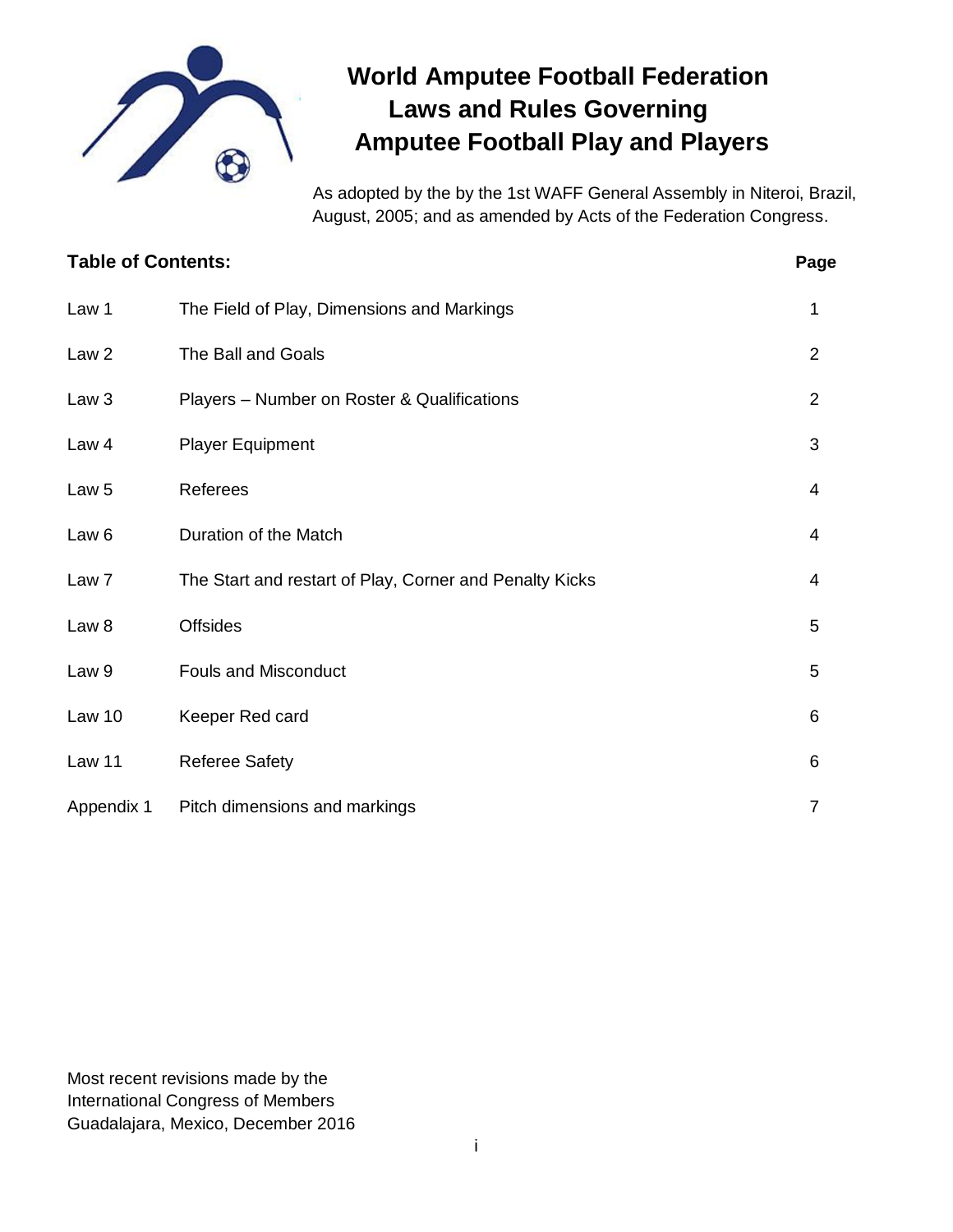# World Amputee Football Federation
# Laws and Rules Governing Amputee Football Play and Players

As adopted by the by the 1st WAFF General Assembly in Niteroi, Brazil, August, 2005; and as amended by Acts of the Federation Congress.

**Table of Contents:**

| | | **Page** |
|---|---|---|
| Law 1 | The Field of Play, Dimensions and Markings | 1 |
| Law 2 | The Ball and Goals | 2 |
| Law 3 | Players – Number on Roster & Qualifications | 2 |
| Law 4 | Player Equipment | 3 |
| Law 5 | Referees | 4 |
| Law 6 | Duration of the Match | 4 |
| Law 7 | The Start and restart of Play, Corner and Penalty Kicks | 4 |
| Law 8 | Offsides | 5 |
| Law 9 | Fouls and Misconduct | 5 |
| Law 10 | Keeper Red card | 6 |
| Law 11 | Referee Safety | 6 |
| Appendix 1 | Pitch dimensions and markings | 7 |

Most recent revisions made by the International Congress of Members Guadalajara, Mexico, December 2016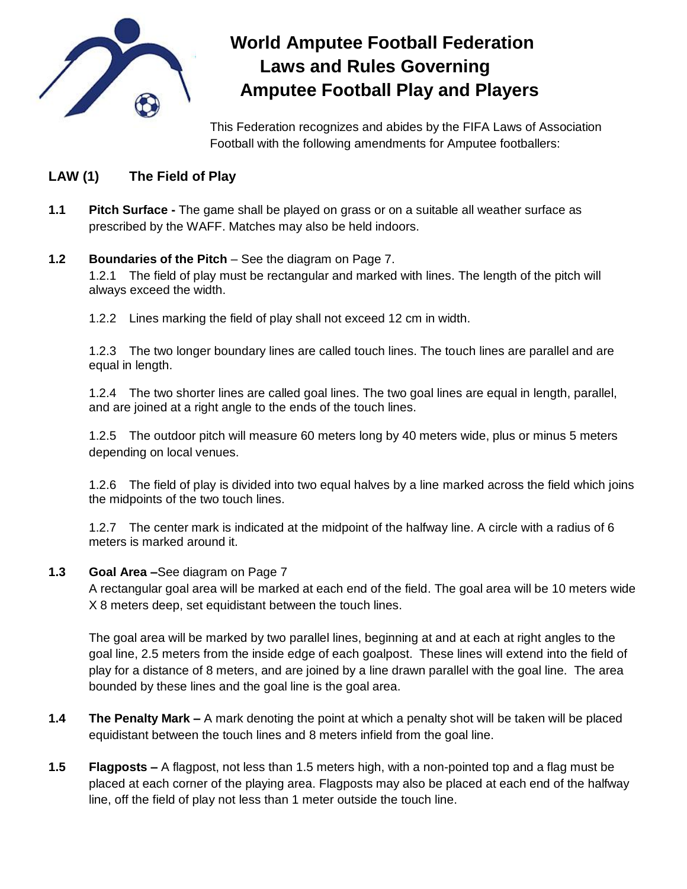# World Amputee Football Federation
# Laws and Rules Governing Amputee Football Play and Players

This Federation recognizes and abides by the FIFA Laws of Association Football with the following amendments for Amputee footballers:

## LAW (1) The Field of Play

**1.1 Pitch Surface -** The game shall be played on grass or on a suitable all weather surface as prescribed by the WAFF. Matches may also be held indoors.

**1.2 Boundaries of the Pitch** – See the diagram on Page 7.

1.2.1 The field of play must be rectangular and marked with lines. The length of the pitch will always exceed the width.

1.2.2 Lines marking the field of play shall not exceed 12 cm in width.

1.2.3 The two longer boundary lines are called touch lines. The touch lines are parallel and are equal in length.

1.2.4 The two shorter lines are called goal lines. The two goal lines are equal in length, parallel, and are joined at a right angle to the ends of the touch lines.

1.2.5 The outdoor pitch will measure 60 meters long by 40 meters wide, plus or minus 5 meters depending on local venues.

1.2.6 The field of play is divided into two equal halves by a line marked across the field which joins the midpoints of the two touch lines.

1.2.7 The center mark is indicated at the midpoint of the halfway line. A circle with a radius of 6 meters is marked around it.

**1.3 Goal Area –**See diagram on Page 7

A rectangular goal area will be marked at each end of the field. The goal area will be 10 meters wide X 8 meters deep, set equidistant between the touch lines.

The goal area will be marked by two parallel lines, beginning at and at each at right angles to the goal line, 2.5 meters from the inside edge of each goalpost. These lines will extend into the field of play for a distance of 8 meters, and are joined by a line drawn parallel with the goal line. The area bounded by these lines and the goal line is the goal area.

**1.4 The Penalty Mark –** A mark denoting the point at which a penalty shot will be taken will be placed equidistant between the touch lines and 8 meters infield from the goal line.

**1.5 Flagposts –** A flagpost, not less than 1.5 meters high, with a non-pointed top and a flag must be placed at each corner of the playing area. Flagposts may also be placed at each end of the halfway line, off the field of play not less than 1 meter outside the touch line.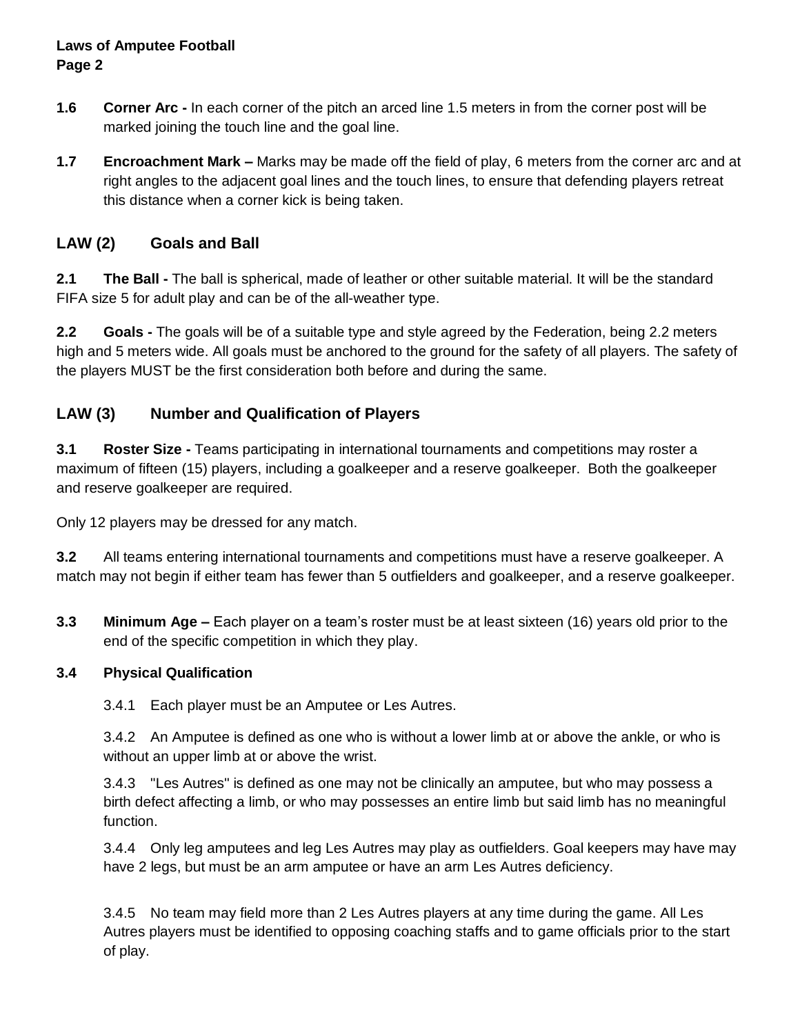**1.6** **Corner Arc -** In each corner of the pitch an arced line 1.5 meters in from the corner post will be marked joining the touch line and the goal line.

**1.7** **Encroachment Mark –** Marks may be made off the field of play, 6 meters from the corner arc and at right angles to the adjacent goal lines and the touch lines, to ensure that defending players retreat this distance when a corner kick is being taken.

## LAW (2) Goals and Ball

**2.1** **The Ball -** The ball is spherical, made of leather or other suitable material. It will be the standard FIFA size 5 for adult play and can be of the all-weather type.

**2.2** **Goals -** The goals will be of a suitable type and style agreed by the Federation, being 2.2 meters high and 5 meters wide. All goals must be anchored to the ground for the safety of all players. The safety of the players MUST be the first consideration both before and during the same.

## LAW (3) Number and Qualification of Players

**3.1** **Roster Size -** Teams participating in international tournaments and competitions may roster a maximum of fifteen (15) players, including a goalkeeper and a reserve goalkeeper. Both the goalkeeper and reserve goalkeeper are required.

Only 12 players may be dressed for any match.

**3.2** All teams entering international tournaments and competitions must have a reserve goalkeeper. A match may not begin if either team has fewer than 5 outfielders and goalkeeper, and a reserve goalkeeper.

**3.3** **Minimum Age –** Each player on a team's roster must be at least sixteen (16) years old prior to the end of the specific competition in which they play.

**3.4** **Physical Qualification**

3.4.1 Each player must be an Amputee or Les Autres.

3.4.2 An Amputee is defined as one who is without a lower limb at or above the ankle, or who is without an upper limb at or above the wrist.

3.4.3 "Les Autres" is defined as one may not be clinically an amputee, but who may possess a birth defect affecting a limb, or who may possesses an entire limb but said limb has no meaningful function.

3.4.4 Only leg amputees and leg Les Autres may play as outfielders. Goal keepers may have may have 2 legs, but must be an arm amputee or have an arm Les Autres deficiency.

3.4.5 No team may field more than 2 Les Autres players at any time during the game. All Les Autres players must be identified to opposing coaching staffs and to game officials prior to the start of play.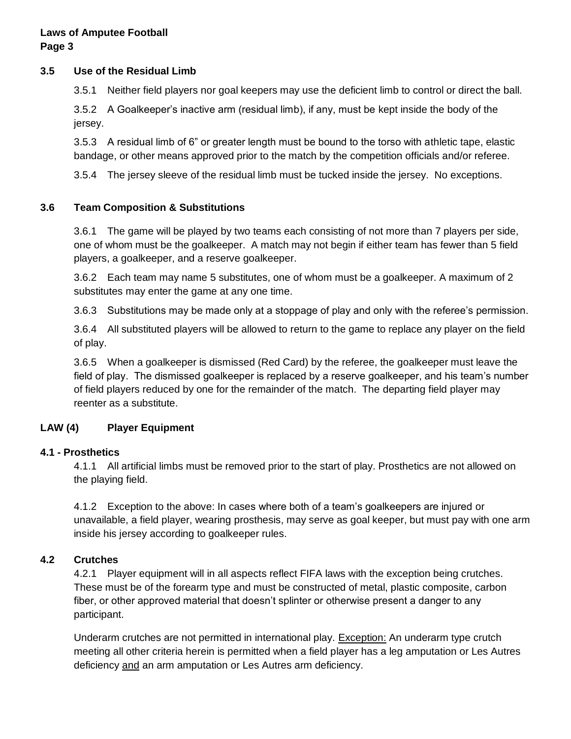### 3.5 Use of the Residual Limb

3.5.1 Neither field players nor goal keepers may use the deficient limb to control or direct the ball.

3.5.2 A Goalkeeper's inactive arm (residual limb), if any, must be kept inside the body of the jersey.

3.5.3 A residual limb of 6" or greater length must be bound to the torso with athletic tape, elastic bandage, or other means approved prior to the match by the competition officials and/or referee.

3.5.4 The jersey sleeve of the residual limb must be tucked inside the jersey. No exceptions.

### 3.6 Team Composition & Substitutions

3.6.1 The game will be played by two teams each consisting of not more than 7 players per side, one of whom must be the goalkeeper. A match may not begin if either team has fewer than 5 field players, a goalkeeper, and a reserve goalkeeper.

3.6.2 Each team may name 5 substitutes, one of whom must be a goalkeeper. A maximum of 2 substitutes may enter the game at any one time.

3.6.3 Substitutions may be made only at a stoppage of play and only with the referee's permission.

3.6.4 All substituted players will be allowed to return to the game to replace any player on the field of play.

3.6.5 When a goalkeeper is dismissed (Red Card) by the referee, the goalkeeper must leave the field of play. The dismissed goalkeeper is replaced by a reserve goalkeeper, and his team's number of field players reduced by one for the remainder of the match. The departing field player may reenter as a substitute.

## LAW (4) Player Equipment

### 4.1 - Prosthetics

4.1.1 All artificial limbs must be removed prior to the start of play. Prosthetics are not allowed on the playing field.

4.1.2 Exception to the above: In cases where both of a team's goalkeepers are injured or unavailable, a field player, wearing prosthesis, may serve as goal keeper, but must pay with one arm inside his jersey according to goalkeeper rules.

### 4.2 Crutches

4.2.1 Player equipment will in all aspects reflect FIFA laws with the exception being crutches. These must be of the forearm type and must be constructed of metal, plastic composite, carbon fiber, or other approved material that doesn't splinter or otherwise present a danger to any participant.

Underarm crutches are not permitted in international play. <u>Exception:</u> An underarm type crutch meeting all other criteria herein is permitted when a field player has a leg amputation or Les Autres deficiency <u>and</u> an arm amputation or Les Autres arm deficiency.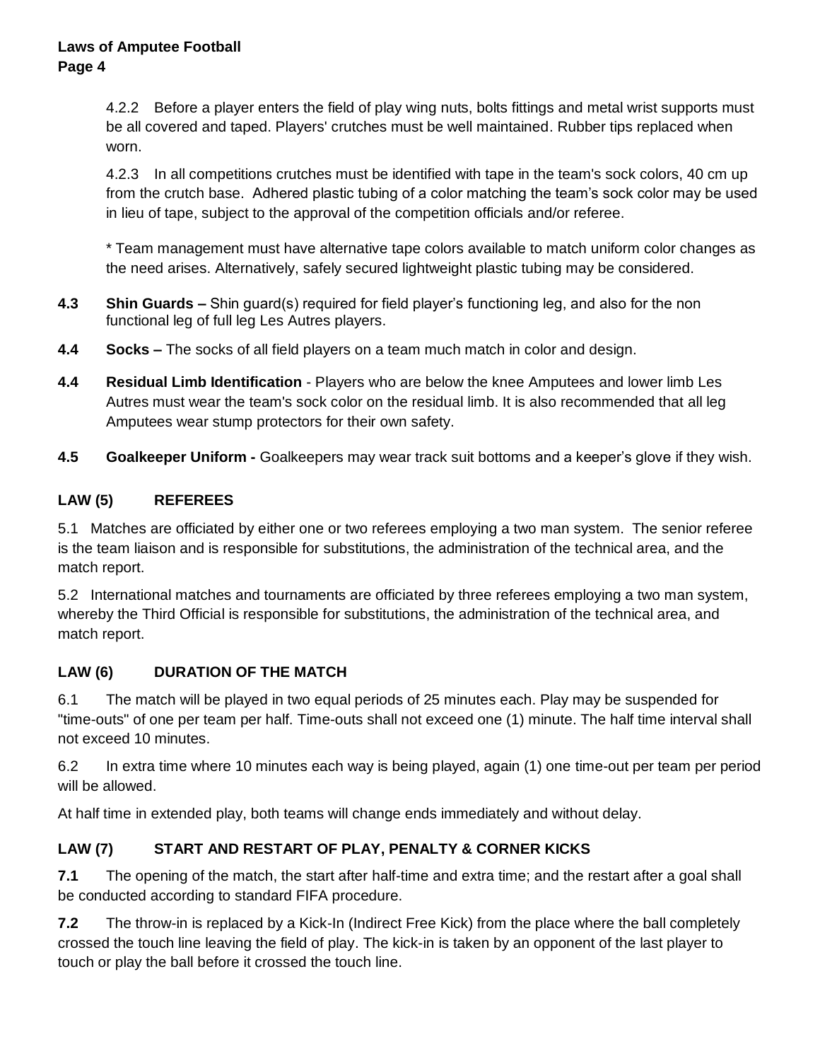4.2.2 Before a player enters the field of play wing nuts, bolts fittings and metal wrist supports must be all covered and taped. Players' crutches must be well maintained. Rubber tips replaced when worn.

4.2.3 In all competitions crutches must be identified with tape in the team's sock colors, 40 cm up from the crutch base. Adhered plastic tubing of a color matching the team's sock color may be used in lieu of tape, subject to the approval of the competition officials and/or referee.

* Team management must have alternative tape colors available to match uniform color changes as the need arises. Alternatively, safely secured lightweight plastic tubing may be considered.

**4.3** **Shin Guards –** Shin guard(s) required for field player's functioning leg, and also for the non functional leg of full leg Les Autres players.

**4.4** **Socks –** The socks of all field players on a team much match in color and design.

**4.4** **Residual Limb Identification** - Players who are below the knee Amputees and lower limb Les Autres must wear the team's sock color on the residual limb. It is also recommended that all leg Amputees wear stump protectors for their own safety.

**4.5** **Goalkeeper Uniform -** Goalkeepers may wear track suit bottoms and a keeper's glove if they wish.

## LAW (5) REFEREES

5.1 Matches are officiated by either one or two referees employing a two man system. The senior referee is the team liaison and is responsible for substitutions, the administration of the technical area, and the match report.

5.2 International matches and tournaments are officiated by three referees employing a two man system, whereby the Third Official is responsible for substitutions, the administration of the technical area, and match report.

## LAW (6) DURATION OF THE MATCH

6.1 The match will be played in two equal periods of 25 minutes each. Play may be suspended for "time-outs" of one per team per half. Time-outs shall not exceed one (1) minute. The half time interval shall not exceed 10 minutes.

6.2 In extra time where 10 minutes each way is being played, again (1) one time-out per team per period will be allowed.

At half time in extended play, both teams will change ends immediately and without delay.

## LAW (7) START AND RESTART OF PLAY, PENALTY & CORNER KICKS

**7.1** The opening of the match, the start after half-time and extra time; and the restart after a goal shall be conducted according to standard FIFA procedure.

**7.2** The throw-in is replaced by a Kick-In (Indirect Free Kick) from the place where the ball completely crossed the touch line leaving the field of play. The kick-in is taken by an opponent of the last player to touch or play the ball before it crossed the touch line.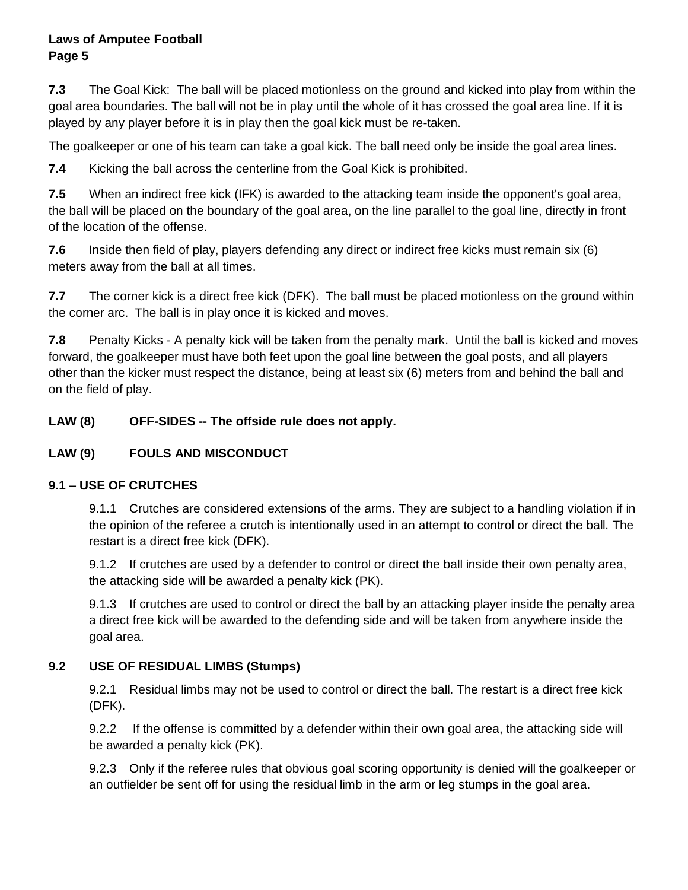**7.3** The Goal Kick: The ball will be placed motionless on the ground and kicked into play from within the goal area boundaries. The ball will not be in play until the whole of it has crossed the goal area line. If it is played by any player before it is in play then the goal kick must be re-taken.

The goalkeeper or one of his team can take a goal kick. The ball need only be inside the goal area lines.

**7.4** Kicking the ball across the centerline from the Goal Kick is prohibited.

**7.5** When an indirect free kick (IFK) is awarded to the attacking team inside the opponent's goal area, the ball will be placed on the boundary of the goal area, on the line parallel to the goal line, directly in front of the location of the offense.

**7.6** Inside then field of play, players defending any direct or indirect free kicks must remain six (6) meters away from the ball at all times.

**7.7** The corner kick is a direct free kick (DFK). The ball must be placed motionless on the ground within the corner arc. The ball is in play once it is kicked and moves.

**7.8** Penalty Kicks - A penalty kick will be taken from the penalty mark. Until the ball is kicked and moves forward, the goalkeeper must have both feet upon the goal line between the goal posts, and all players other than the kicker must respect the distance, being at least six (6) meters from and behind the ball and on the field of play.

## LAW (8) OFF-SIDES -- The offside rule does not apply.

## LAW (9) FOULS AND MISCONDUCT

### 9.1 – USE OF CRUTCHES

9.1.1 Crutches are considered extensions of the arms. They are subject to a handling violation if in the opinion of the referee a crutch is intentionally used in an attempt to control or direct the ball. The restart is a direct free kick (DFK).

9.1.2 If crutches are used by a defender to control or direct the ball inside their own penalty area, the attacking side will be awarded a penalty kick (PK).

9.1.3 If crutches are used to control or direct the ball by an attacking player inside the penalty area a direct free kick will be awarded to the defending side and will be taken from anywhere inside the goal area.

### 9.2 USE OF RESIDUAL LIMBS (Stumps)

9.2.1 Residual limbs may not be used to control or direct the ball. The restart is a direct free kick (DFK).

9.2.2 If the offense is committed by a defender within their own goal area, the attacking side will be awarded a penalty kick (PK).

9.2.3 Only if the referee rules that obvious goal scoring opportunity is denied will the goalkeeper or an outfielder be sent off for using the residual limb in the arm or leg stumps in the goal area.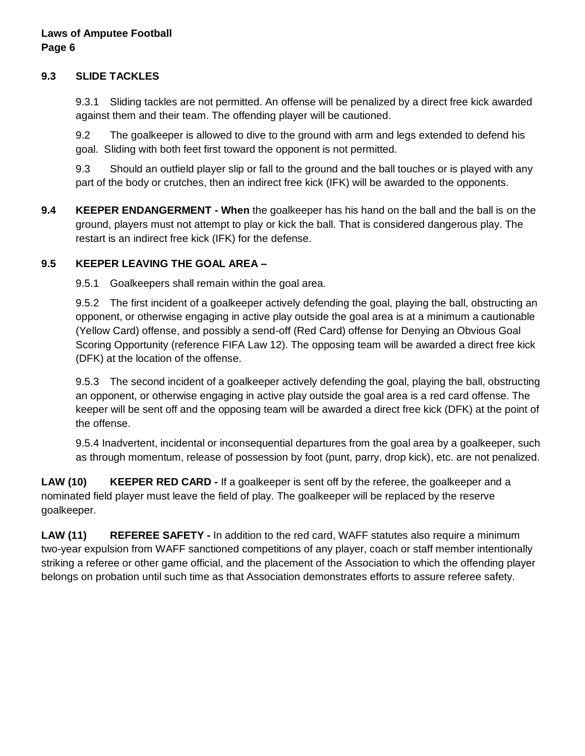### 9.3 SLIDE TACKLES

9.3.1 Sliding tackles are not permitted. An offense will be penalized by a direct free kick awarded against them and their team. The offending player will be cautioned.

9.2 The goalkeeper is allowed to dive to the ground with arm and legs extended to defend his goal. Sliding with both feet first toward the opponent is not permitted.

9.3 Should an outfield player slip or fall to the ground and the ball touches or is played with any part of the body or crutches, then an indirect free kick (IFK) will be awarded to the opponents.

**9.4 KEEPER ENDANGERMENT - When** the goalkeeper has his hand on the ball and the ball is on the ground, players must not attempt to play or kick the ball. That is considered dangerous play. The restart is an indirect free kick (IFK) for the defense.

### 9.5 KEEPER LEAVING THE GOAL AREA –

9.5.1 Goalkeepers shall remain within the goal area.

9.5.2 The first incident of a goalkeeper actively defending the goal, playing the ball, obstructing an opponent, or otherwise engaging in active play outside the goal area is at a minimum a cautionable (Yellow Card) offense, and possibly a send-off (Red Card) offense for Denying an Obvious Goal Scoring Opportunity (reference FIFA Law 12). The opposing team will be awarded a direct free kick (DFK) at the location of the offense.

9.5.3 The second incident of a goalkeeper actively defending the goal, playing the ball, obstructing an opponent, or otherwise engaging in active play outside the goal area is a red card offense. The keeper will be sent off and the opposing team will be awarded a direct free kick (DFK) at the point of the offense.

9.5.4 Inadvertent, incidental or inconsequential departures from the goal area by a goalkeeper, such as through momentum, release of possession by foot (punt, parry, drop kick), etc. are not penalized.

**LAW (10) KEEPER RED CARD -** If a goalkeeper is sent off by the referee, the goalkeeper and a nominated field player must leave the field of play. The goalkeeper will be replaced by the reserve goalkeeper.

**LAW (11) REFEREE SAFETY -** In addition to the red card, WAFF statutes also require a minimum two-year expulsion from WAFF sanctioned competitions of any player, coach or staff member intentionally striking a referee or other game official, and the placement of the Association to which the offending player belongs on probation until such time as that Association demonstrates efforts to assure referee safety.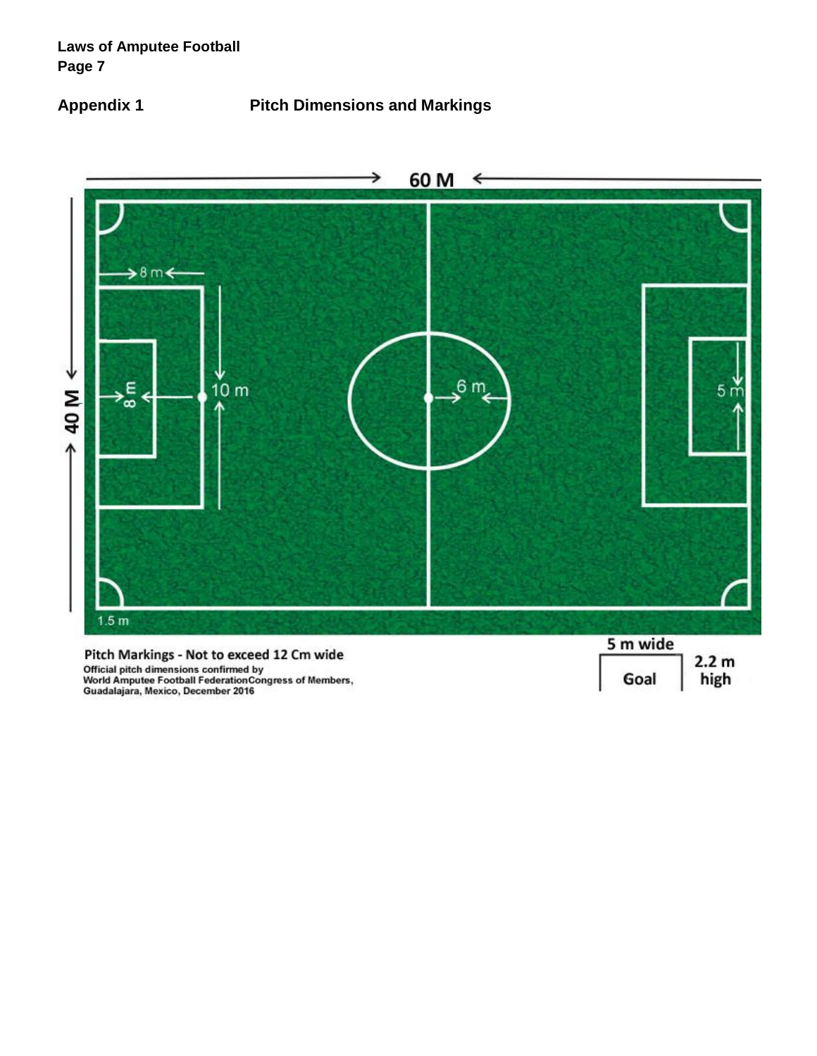## Appendix 1 Pitch Dimensions and Markings

60 M

40 M

8 m

8 m

10 m

6 m

5 m

1.5 m

Pitch Markings - Not to exceed 12 Cm wide

Official pitch dimensions confirmed by World Amputee Football FederationCongress of Members, Guadalajara, Mexico, December 2016

5 m wide

Goal

2.2 m high